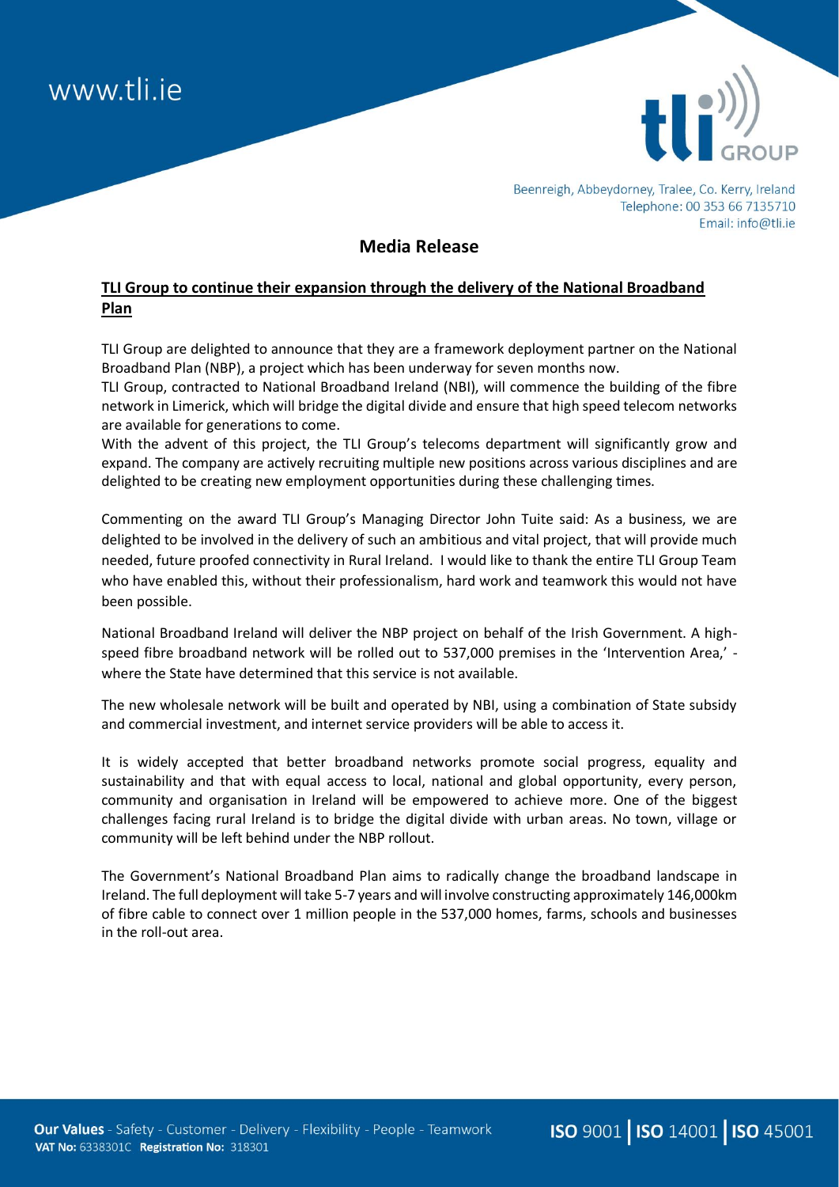www.tli.ie

Beenreigh, Abbeydorney, Tralee, Co. Kerry, Ireland
Telephone: 00 353 66 7135710
Email: info@tli.ie

## Media Release

### TLI Group to continue their expansion through the delivery of the National Broadband Plan

TLI Group are delighted to announce that they are a framework deployment partner on the National Broadband Plan (NBP), a project which has been underway for seven months now.
TLI Group, contracted to National Broadband Ireland (NBI), will commence the building of the fibre network in Limerick, which will bridge the digital divide and ensure that high speed telecom networks are available for generations to come.
With the advent of this project, the TLI Group's telecoms department will significantly grow and expand. The company are actively recruiting multiple new positions across various disciplines and are delighted to be creating new employment opportunities during these challenging times.

Commenting on the award TLI Group's Managing Director John Tuite said: As a business, we are delighted to be involved in the delivery of such an ambitious and vital project, that will provide much needed, future proofed connectivity in Rural Ireland. I would like to thank the entire TLI Group Team who have enabled this, without their professionalism, hard work and teamwork this would not have been possible.

National Broadband Ireland will deliver the NBP project on behalf of the Irish Government. A high-speed fibre broadband network will be rolled out to 537,000 premises in the 'Intervention Area,' - where the State have determined that this service is not available.

The new wholesale network will be built and operated by NBI, using a combination of State subsidy and commercial investment, and internet service providers will be able to access it.

It is widely accepted that better broadband networks promote social progress, equality and sustainability and that with equal access to local, national and global opportunity, every person, community and organisation in Ireland will be empowered to achieve more. One of the biggest challenges facing rural Ireland is to bridge the digital divide with urban areas. No town, village or community will be left behind under the NBP rollout.

The Government's National Broadband Plan aims to radically change the broadband landscape in Ireland. The full deployment will take 5-7 years and will involve constructing approximately 146,000km of fibre cable to connect over 1 million people in the 537,000 homes, farms, schools and businesses in the roll-out area.

**Our Values** - Safety - Customer - Delivery - Flexibility - People - Teamwork
**VAT No:** 6338301C **Registration No:** 318301

**ISO** 9001 | **ISO** 14001 | **ISO** 45001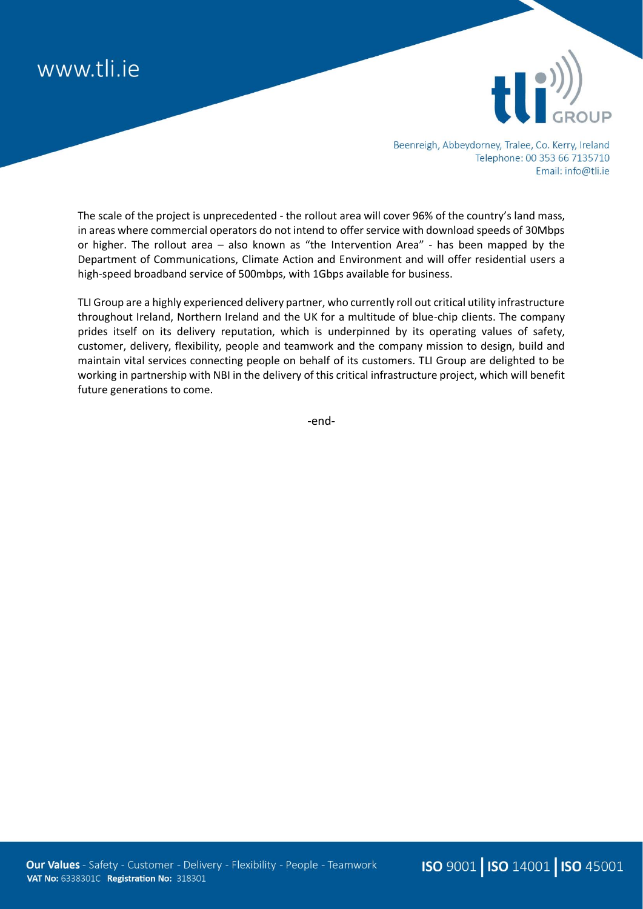The scale of the project is unprecedented - the rollout area will cover 96% of the country's land mass, in areas where commercial operators do not intend to offer service with download speeds of 30Mbps or higher. The rollout area – also known as "the Intervention Area" - has been mapped by the Department of Communications, Climate Action and Environment and will offer residential users a high-speed broadband service of 500mbps, with 1Gbps available for business.

TLI Group are a highly experienced delivery partner, who currently roll out critical utility infrastructure throughout Ireland, Northern Ireland and the UK for a multitude of blue-chip clients. The company prides itself on its delivery reputation, which is underpinned by its operating values of safety, customer, delivery, flexibility, people and teamwork and the company mission to design, build and maintain vital services connecting people on behalf of its customers. TLI Group are delighted to be working in partnership with NBI in the delivery of this critical infrastructure project, which will benefit future generations to come.

-end-